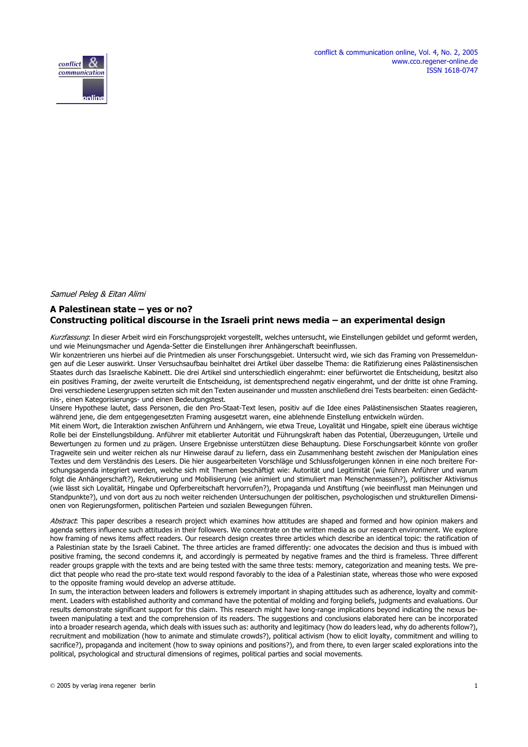*Samuel Peleg & Eitan Alimi*

# A Palestinean state – yes or no?
## Constructing political discourse in the Israeli print news media – an experimental design

*Kurzfassung*: In dieser Arbeit wird ein Forschungsprojekt vorgestellt, welches untersucht, wie Einstellungen gebildet und geformt werden, und wie Meinungsmacher und Agenda-Setter die Einstellungen ihrer Anhängerschaft beeinflussen.

Wir konzentrieren uns hierbei auf die Printmedien als unser Forschungsgebiet. Untersucht wird, wie sich das Framing von Pressemeldungen auf die Leser auswirkt. Unser Versuchsaufbau beinhaltet drei Artikel über dasselbe Thema: die Ratifizierung eines Palästinensischen Staates durch das Israelische Kabinett. Die drei Artikel sind unterschiedlich eingerahmt: einer befürwortet die Entscheidung, besitzt also ein positives Framing, der zweite verurteilt die Entscheidung, ist dementsprechend negativ eingerahmt, und der dritte ist ohne Framing. Drei verschiedene Lesergruppen setzten sich mit den Texten auseinander und mussten anschließend drei Tests bearbeiten: einen Gedächtnis-, einen Kategorisierungs- und einen Bedeutungstest.

Unsere Hypothese lautet, dass Personen, die den Pro-Staat-Text lesen, positiv auf die Idee eines Palästinensischen Staates reagieren, während jene, die dem entgegengesetzten Framing ausgesetzt waren, eine ablehnende Einstellung entwickeln würden.

Mit einem Wort, die Interaktion zwischen Anführern und Anhängern, wie etwa Treue, Loyalität und Hingabe, spielt eine überaus wichtige Rolle bei der Einstellungsbildung. Anführer mit etablierter Autorität und Führungskraft haben das Potential, Überzeugungen, Urteile und Bewertungen zu formen und zu prägen. Unsere Ergebnisse unterstützen diese Behauptung. Diese Forschungsarbeit könnte von großer Tragweite sein und weiter reichen als nur Hinweise darauf zu liefern, dass ein Zusammenhang besteht zwischen der Manipulation eines Textes und dem Verständnis des Lesers. Die hier ausgearbeiteten Vorschläge und Schlussfolgerungen können in eine noch breitere Forschungsagenda integriert werden, welche sich mit Themen beschäftigt wie: Autorität und Legitimität (wie führen Anführer und warum folgt die Anhängerschaft?), Rekrutierung und Mobilisierung (wie animiert und stimuliert man Menschenmassen?), politischer Aktivismus (wie lässt sich Loyalität, Hingabe und Opferbereitschaft hervorrufen?), Propaganda und Anstiftung (wie beeinflusst man Meinungen und Standpunkte?), und von dort aus zu noch weiter reichenden Untersuchungen der politischen, psychologischen und strukturellen Dimensionen von Regierungsformen, politischen Parteien und sozialen Bewegungen führen.

*Abstract*: This paper describes a research project which examines how attitudes are shaped and formed and how opinion makers and agenda setters influence such attitudes in their followers. We concentrate on the written media as our research environment. We explore how framing of news items affect readers. Our research design creates three articles which describe an identical topic: the ratification of a Palestinian state by the Israeli Cabinet. The three articles are framed differently: one advocates the decision and thus is imbued with positive framing, the second condemns it, and accordingly is permeated by negative frames and the third is frameless. Three different reader groups grapple with the texts and are being tested with the same three tests: memory, categorization and meaning tests. We predict that people who read the pro-state text would respond favorably to the idea of a Palestinian state, whereas those who were exposed to the opposite framing would develop an adverse attitude.

In sum, the interaction between leaders and followers is extremely important in shaping attitudes such as adherence, loyalty and commitment. Leaders with established authority and command have the potential of molding and forging beliefs, judgments and evaluations. Our results demonstrate significant support for this claim. This research might have long-range implications beyond indicating the nexus between manipulating a text and the comprehension of its readers. The suggestions and conclusions elaborated here can be incorporated into a broader research agenda, which deals with issues such as: authority and legitimacy (how do leaders lead, why do adherents follow?), recruitment and mobilization (how to animate and stimulate crowds?), political activism (how to elicit loyalty, commitment and willing to sacrifice?), propaganda and incitement (how to sway opinions and positions?), and from there, to even larger scaled explorations into the political, psychological and structural dimensions of regimes, political parties and social movements.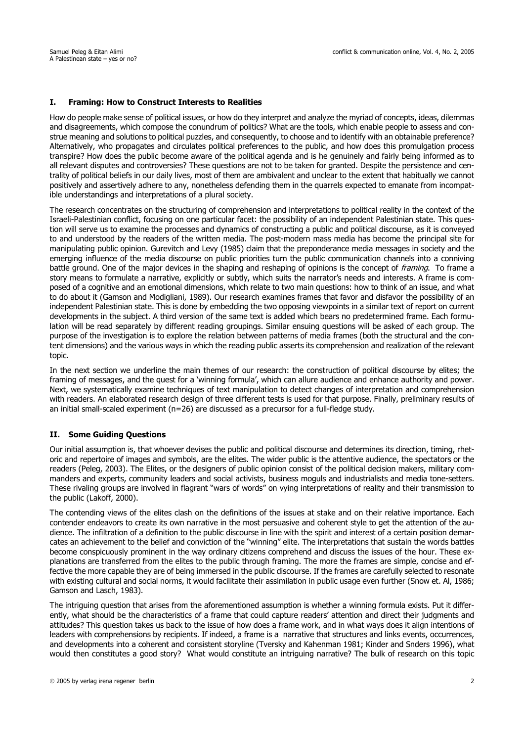## I. Framing: How to Construct Interests to Realities

How do people make sense of political issues, or how do they interpret and analyze the myriad of concepts, ideas, dilemmas and disagreements, which compose the conundrum of politics? What are the tools, which enable people to assess and construe meaning and solutions to political puzzles, and consequently, to choose and to identify with an obtainable preference? Alternatively, who propagates and circulates political preferences to the public, and how does this promulgation process transpire? How does the public become aware of the political agenda and is he genuinely and fairly being informed as to all relevant disputes and controversies? These questions are not to be taken for granted. Despite the persistence and centrality of political beliefs in our daily lives, most of them are ambivalent and unclear to the extent that habitually we cannot positively and assertively adhere to any, nonetheless defending them in the quarrels expected to emanate from incompatible understandings and interpretations of a plural society.

The research concentrates on the structuring of comprehension and interpretations to political reality in the context of the Israeli-Palestinian conflict, focusing on one particular facet: the possibility of an independent Palestinian state. This question will serve us to examine the processes and dynamics of constructing a public and political discourse, as it is conveyed to and understood by the readers of the written media. The post-modern mass media has become the principal site for manipulating public opinion. Gurevitch and Levy (1985) claim that the preponderance media messages in society and the emerging influence of the media discourse on public priorities turn the public communication channels into a conniving battle ground. One of the major devices in the shaping and reshaping of opinions is the concept of *framing*. To frame a story means to formulate a narrative, explicitly or subtly, which suits the narrator's needs and interests. A frame is composed of a cognitive and an emotional dimensions, which relate to two main questions: how to think of an issue, and what to do about it (Gamson and Modigliani, 1989). Our research examines frames that favor and disfavor the possibility of an independent Palestinian state. This is done by embedding the two opposing viewpoints in a similar text of report on current developments in the subject. A third version of the same text is added which bears no predetermined frame. Each formulation will be read separately by different reading groupings. Similar ensuing questions will be asked of each group. The purpose of the investigation is to explore the relation between patterns of media frames (both the structural and the content dimensions) and the various ways in which the reading public asserts its comprehension and realization of the relevant topic.

In the next section we underline the main themes of our research: the construction of political discourse by elites; the framing of messages, and the quest for a 'winning formula', which can allure audience and enhance authority and power. Next, we systematically examine techniques of text manipulation to detect changes of interpretation and comprehension with readers. An elaborated research design of three different tests is used for that purpose. Finally, preliminary results of an initial small-scaled experiment (n=26) are discussed as a precursor for a full-fledge study.

## II. Some Guiding Questions

Our initial assumption is, that whoever devises the public and political discourse and determines its direction, timing, rhetoric and repertoire of images and symbols, are the elites. The wider public is the attentive audience, the spectators or the readers (Peleg, 2003). The Elites, or the designers of public opinion consist of the political decision makers, military commanders and experts, community leaders and social activists, business moguls and industrialists and media tone-setters. These rivaling groups are involved in flagrant "wars of words" on vying interpretations of reality and their transmission to the public (Lakoff, 2000).

The contending views of the elites clash on the definitions of the issues at stake and on their relative importance. Each contender endeavors to create its own narrative in the most persuasive and coherent style to get the attention of the audience. The infiltration of a definition to the public discourse in line with the spirit and interest of a certain position demarcates an achievement to the belief and conviction of the "winning" elite. The interpretations that sustain the words battles become conspicuously prominent in the way ordinary citizens comprehend and discuss the issues of the hour. These explanations are transferred from the elites to the public through framing. The more the frames are simple, concise and effective the more capable they are of being immersed in the public discourse. If the frames are carefully selected to resonate with existing cultural and social norms, it would facilitate their assimilation in public usage even further (Snow et. Al, 1986; Gamson and Lasch, 1983).

The intriguing question that arises from the aforementioned assumption is whether a winning formula exists. Put it differently, what should be the characteristics of a frame that could capture readers' attention and direct their judgments and attitudes? This question takes us back to the issue of how does a frame work, and in what ways does it align intentions of leaders with comprehensions by recipients. If indeed, a frame is a narrative that structures and links events, occurrences, and developments into a coherent and consistent storyline (Tversky and Kahenman 1981; Kinder and Snders 1996), what would then constitutes a good story? What would constitute an intriguing narrative? The bulk of research on this topic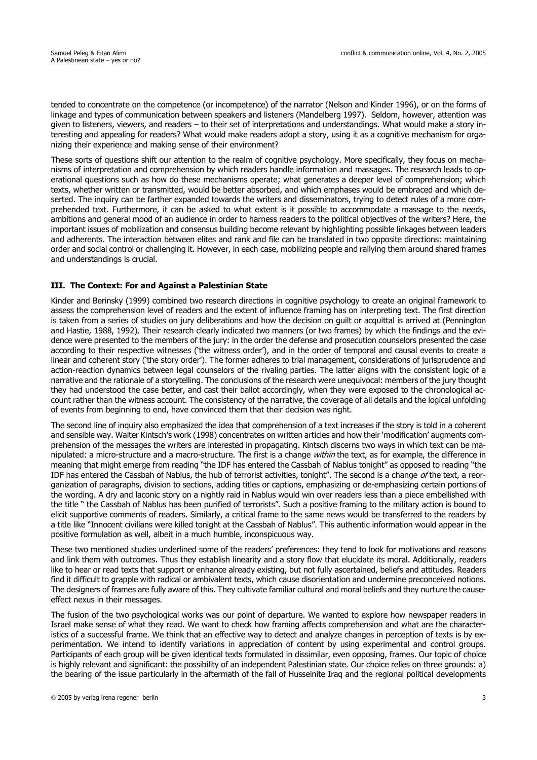tended to concentrate on the competence (or incompetence) of the narrator (Nelson and Kinder 1996), or on the forms of linkage and types of communication between speakers and listeners (Mandelberg 1997). Seldom, however, attention was given to listeners, viewers, and readers – to their set of interpretations and understandings. What would make a story interesting and appealing for readers? What would make readers adopt a story, using it as a cognitive mechanism for organizing their experience and making sense of their environment?

These sorts of questions shift our attention to the realm of cognitive psychology. More specifically, they focus on mechanisms of interpretation and comprehension by which readers handle information and massages. The research leads to operational questions such as how do these mechanisms operate; what generates a deeper level of comprehension; which texts, whether written or transmitted, would be better absorbed, and which emphases would be embraced and which deserted. The inquiry can be farther expanded towards the writers and disseminators, trying to detect rules of a more comprehended text. Furthermore, it can be asked to what extent is it possible to accommodate a massage to the needs, ambitions and general mood of an audience in order to harness readers to the political objectives of the writers? Here, the important issues of mobilization and consensus building become relevant by highlighting possible linkages between leaders and adherents. The interaction between elites and rank and file can be translated in two opposite directions: maintaining order and social control or challenging it. However, in each case, mobilizing people and rallying them around shared frames and understandings is crucial.

## III. The Context: For and Against a Palestinian State

Kinder and Berinsky (1999) combined two research directions in cognitive psychology to create an original framework to assess the comprehension level of readers and the extent of influence framing has on interpreting text. The first direction is taken from a series of studies on jury deliberations and how the decision on guilt or acquittal is arrived at (Pennington and Hastie, 1988, 1992). Their research clearly indicated two manners (or two frames) by which the findings and the evidence were presented to the members of the jury: in the order the defense and prosecution counselors presented the case according to their respective witnesses ('the witness order'), and in the order of temporal and causal events to create a linear and coherent story ('the story order'). The former adheres to trial management, considerations of jurisprudence and action-reaction dynamics between legal counselors of the rivaling parties. The latter aligns with the consistent logic of a narrative and the rationale of a storytelling. The conclusions of the research were unequivocal: members of the jury thought they had understood the case better, and cast their ballot accordingly, when they were exposed to the chronological account rather than the witness account. The consistency of the narrative, the coverage of all details and the logical unfolding of events from beginning to end, have convinced them that their decision was right.

The second line of inquiry also emphasized the idea that comprehension of a text increases if the story is told in a coherent and sensible way. Walter Kintsch's work (1998) concentrates on written articles and how their 'modification' augments comprehension of the messages the writers are interested in propagating. Kintsch discerns two ways in which text can be manipulated: a micro-structure and a macro-structure. The first is a change *within* the text, as for example, the difference in meaning that might emerge from reading "the IDF has entered the Cassbah of Nablus tonight" as opposed to reading "the IDF has entered the Cassbah of Nablus, the hub of terrorist activities, tonight". The second is a change *of* the text, a reorganization of paragraphs, division to sections, adding titles or captions, emphasizing or de-emphasizing certain portions of the wording. A dry and laconic story on a nightly raid in Nablus would win over readers less than a piece embellished with the title " the Cassbah of Nablus has been purified of terrorists". Such a positive framing to the military action is bound to elicit supportive comments of readers. Similarly, a critical frame to the same news would be transferred to the readers by a title like "Innocent civilians were killed tonight at the Cassbah of Nablus". This authentic information would appear in the positive formulation as well, albeit in a much humble, inconspicuous way.

These two mentioned studies underlined some of the readers' preferences: they tend to look for motivations and reasons and link them with outcomes. Thus they establish linearity and a story flow that elucidate its moral. Additionally, readers like to hear or read texts that support or enhance already existing, but not fully ascertained, beliefs and attitudes. Readers find it difficult to grapple with radical or ambivalent texts, which cause disorientation and undermine preconceived notions. The designers of frames are fully aware of this. They cultivate familiar cultural and moral beliefs and they nurture the cause-effect nexus in their messages.

The fusion of the two psychological works was our point of departure. We wanted to explore how newspaper readers in Israel make sense of what they read. We want to check how framing affects comprehension and what are the characteristics of a successful frame. We think that an effective way to detect and analyze changes in perception of texts is by experimentation. We intend to identify variations in appreciation of content by using experimental and control groups. Participants of each group will be given identical texts formulated in dissimilar, even opposing, frames. Our topic of choice is highly relevant and significant: the possibility of an independent Palestinian state. Our choice relies on three grounds: a) the bearing of the issue particularly in the aftermath of the fall of Husseinite Iraq and the regional political developments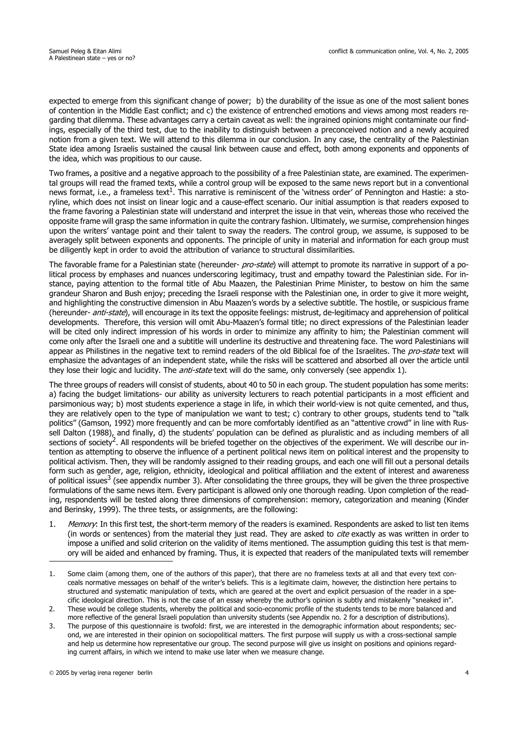expected to emerge from this significant change of power; b) the durability of the issue as one of the most salient bones of contention in the Middle East conflict; and c) the existence of entrenched emotions and views among most readers regarding that dilemma. These advantages carry a certain caveat as well: the ingrained opinions might contaminate our findings, especially of the third test, due to the inability to distinguish between a preconceived notion and a newly acquired notion from a given text. We will attend to this dilemma in our conclusion. In any case, the centrality of the Palestinian State idea among Israelis sustained the causal link between cause and effect, both among exponents and opponents of the idea, which was propitious to our cause.

Two frames, a positive and a negative approach to the possibility of a free Palestinian state, are examined. The experimental groups will read the framed texts, while a control group will be exposed to the same news report but in a conventional news format, i.e., a frameless text[1]. This narrative is reminiscent of the 'witness order' of Pennington and Hastie: a storyline, which does not insist on linear logic and a cause-effect scenario. Our initial assumption is that readers exposed to the frame favoring a Palestinian state will understand and interpret the issue in that vein, whereas those who received the opposite frame will grasp the same information in quite the contrary fashion. Ultimately, we surmise, comprehension hinges upon the writers' vantage point and their talent to sway the readers. The control group, we assume, is supposed to be averagely split between exponents and opponents. The principle of unity in material and information for each group must be diligently kept in order to avoid the attribution of variance to structural dissimilarities.

The favorable frame for a Palestinian state (hereunder- *pro-state*) will attempt to promote its narrative in support of a political process by emphases and nuances underscoring legitimacy, trust and empathy toward the Palestinian side. For instance, paying attention to the formal title of Abu Maazen, the Palestinian Prime Minister, to bestow on him the same grandeur Sharon and Bush enjoy; preceding the Israeli response with the Palestinian one, in order to give it more weight, and highlighting the constructive dimension in Abu Maazen's words by a selective subtitle. The hostile, or suspicious frame (hereunder- *anti-state*), will encourage in its text the opposite feelings: mistrust, de-legitimacy and apprehension of political developments. Therefore, this version will omit Abu-Maazen's formal title; no direct expressions of the Palestinian leader will be cited only indirect impression of his words in order to minimize any affinity to him; the Palestinian comment will come only after the Israeli one and a subtitle will underline its destructive and threatening face. The word Palestinians will appear as Philistines in the negative text to remind readers of the old Biblical foe of the Israelites. The *pro-state* text will emphasize the advantages of an independent state, while the risks will be scattered and absorbed all over the article until they lose their logic and lucidity. The *anti-state* text will do the same, only conversely (see appendix 1).

The three groups of readers will consist of students, about 40 to 50 in each group. The student population has some merits: a) facing the budget limitations- our ability as university lecturers to reach potential participants in a most efficient and parsimonious way; b) most students experience a stage in life, in which their world-view is not quite cemented, and thus, they are relatively open to the type of manipulation we want to test; c) contrary to other groups, students tend to "talk politics" (Gamson, 1992) more frequently and can be more comfortably identified as an "attentive crowd" in line with Russell Dalton (1988), and finally, d) the students' population can be defined as pluralistic and as including members of all sections of society[2]. All respondents will be briefed together on the objectives of the experiment. We will describe our intention as attempting to observe the influence of a pertinent political news item on political interest and the propensity to political activism. Then, they will be randomly assigned to their reading groups, and each one will fill out a personal details form such as gender, age, religion, ethnicity, ideological and political affiliation and the extent of interest and awareness of political issues[3] (see appendix number 3). After consolidating the three groups, they will be given the three prospective formulations of the same news item. Every participant is allowed only one thorough reading. Upon completion of the reading, respondents will be tested along three dimensions of comprehension: memory, categorization and meaning (Kinder and Berinsky, 1999). The three tests, or assignments, are the following:

1. *Memory*: In this first test, the short-term memory of the readers is examined. Respondents are asked to list ten items (in words or sentences) from the material they just read. They are asked to *cite* exactly as was written in order to impose a unified and solid criterion on the validity of items mentioned. The assumption guiding this test is that memory will be aided and enhanced by framing. Thus, it is expected that readers of the manipulated texts will remember

---

1. Some claim (among them, one of the authors of this paper), that there are no frameless texts at all and that every text conceals normative messages on behalf of the writer's beliefs. This is a legitimate claim, however, the distinction here pertains to structured and systematic manipulation of texts, which are geared at the overt and explicit persuasion of the reader in a specific ideological direction. This is not the case of an essay whereby the author's opinion is subtly and mistakenly "sneaked in".
2. These would be college students, whereby the political and socio-economic profile of the students tends to be more balanced and more reflective of the general Israeli population than university students (see Appendix no. 2 for a description of distributions).
3. The purpose of this questionnaire is twofold: first, we are interested in the demographic information about respondents; second, we are interested in their opinion on sociopolitical matters. The first purpose will supply us with a cross-sectional sample and help us determine how representative our group. The second purpose will give us insight on positions and opinions regarding current affairs, in which we intend to make use later when we measure change.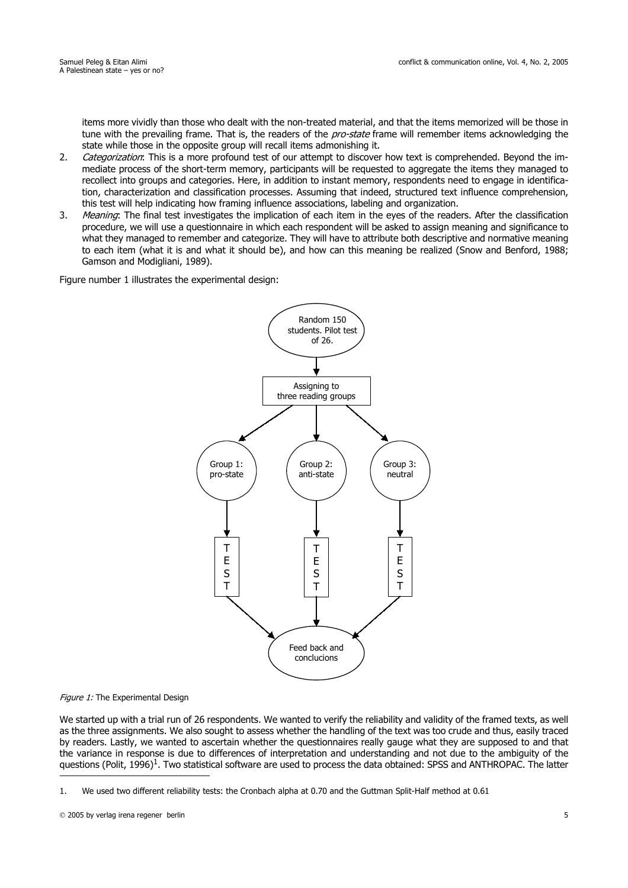items more vividly than those who dealt with the non-treated material, and that the items memorized will be those in tune with the prevailing frame. That is, the readers of the *pro-state* frame will remember items acknowledging the state while those in the opposite group will recall items admonishing it.

2. *Categorization*: This is a more profound test of our attempt to discover how text is comprehended. Beyond the immediate process of the short-term memory, participants will be requested to aggregate the items they managed to recollect into groups and categories. Here, in addition to instant memory, respondents need to engage in identification, characterization and classification processes. Assuming that indeed, structured text influence comprehension, this test will help indicating how framing influence associations, labeling and organization.
3. *Meaning*: The final test investigates the implication of each item in the eyes of the readers. After the classification procedure, we will use a questionnaire in which each respondent will be asked to assign meaning and significance to what they managed to remember and categorize. They will have to attribute both descriptive and normative meaning to each item (what it is and what it should be), and how can this meaning be realized (Snow and Benford, 1988; Gamson and Modigliani, 1989).

Figure number 1 illustrates the experimental design:

Random 150 students. Pilot test of 26.

Assigning to three reading groups

Group 1: pro-state | Group 2: anti-state | Group 3: neutral

TEST | TEST | TEST

Feed back and conclucions

*Figure 1:* The Experimental Design

We started up with a trial run of 26 respondents. We wanted to verify the reliability and validity of the framed texts, as well as the three assignments. We also sought to assess whether the handling of the text was too crude and thus, easily traced by readers. Lastly, we wanted to ascertain whether the questionnaires really gauge what they are supposed to and that the variance in response is due to differences of interpretation and understanding and not due to the ambiguity of the questions (Polit, 1996)[1]. Two statistical software are used to process the data obtained: SPSS and ANTHROPAC. The latter

1. We used two different reliability tests: the Cronbach alpha at 0.70 and the Guttman Split-Half method at 0.61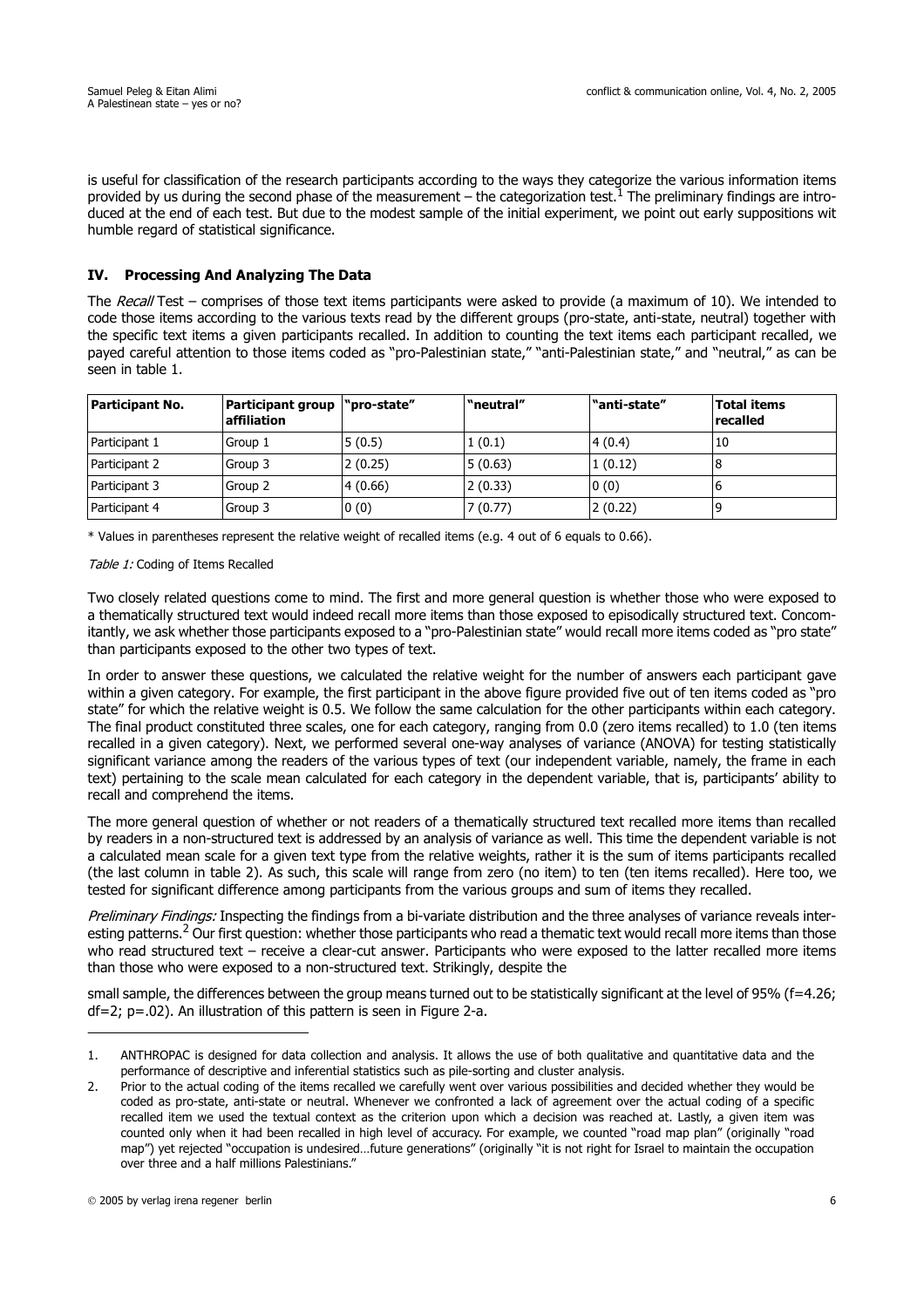is useful for classification of the research participants according to the ways they categorize the various information items provided by us during the second phase of the measurement – the categorization test.[1] The preliminary findings are introduced at the end of each test. But due to the modest sample of the initial experiment, we point out early suppositions wit humble regard of statistical significance.

## IV. Processing And Analyzing The Data

The *Recall* Test – comprises of those text items participants were asked to provide (a maximum of 10). We intended to code those items according to the various texts read by the different groups (pro-state, anti-state, neutral) together with the specific text items a given participants recalled. In addition to counting the text items each participant recalled, we payed careful attention to those items coded as "pro-Palestinian state," "anti-Palestinian state," and "neutral," as can be seen in table 1.

| Participant No. | Participant group affiliation | "pro-state" | "neutral" | "anti-state" | Total items recalled |
|---|---|---|---|---|---|
| Participant 1 | Group 1 | 5 (0.5) | 1 (0.1) | 4 (0.4) | 10 |
| Participant 2 | Group 3 | 2 (0.25) | 5 (0.63) | 1 (0.12) | 8 |
| Participant 3 | Group 2 | 4 (0.66) | 2 (0.33) | 0 (0) | 6 |
| Participant 4 | Group 3 | 0 (0) | 7 (0.77) | 2 (0.22) | 9 |

\* Values in parentheses represent the relative weight of recalled items (e.g. 4 out of 6 equals to 0.66).

*Table 1:* Coding of Items Recalled

Two closely related questions come to mind. The first and more general question is whether those who were exposed to a thematically structured text would indeed recall more items than those exposed to episodically structured text. Concomitantly, we ask whether those participants exposed to a "pro-Palestinian state" would recall more items coded as "pro state" than participants exposed to the other two types of text.

In order to answer these questions, we calculated the relative weight for the number of answers each participant gave within a given category. For example, the first participant in the above figure provided five out of ten items coded as "pro state" for which the relative weight is 0.5. We follow the same calculation for the other participants within each category. The final product constituted three scales, one for each category, ranging from 0.0 (zero items recalled) to 1.0 (ten items recalled in a given category). Next, we performed several one-way analyses of variance (ANOVA) for testing statistically significant variance among the readers of the various types of text (our independent variable, namely, the frame in each text) pertaining to the scale mean calculated for each category in the dependent variable, that is, participants' ability to recall and comprehend the items.

The more general question of whether or not readers of a thematically structured text recalled more items than recalled by readers in a non-structured text is addressed by an analysis of variance as well. This time the dependent variable is not a calculated mean scale for a given text type from the relative weights, rather it is the sum of items participants recalled (the last column in table 2). As such, this scale will range from zero (no item) to ten (ten items recalled). Here too, we tested for significant difference among participants from the various groups and sum of items they recalled.

*Preliminary Findings:* Inspecting the findings from a bi-variate distribution and the three analyses of variance reveals interesting patterns.[2] Our first question: whether those participants who read a thematic text would recall more items than those who read structured text – receive a clear-cut answer. Participants who were exposed to the latter recalled more items than those who were exposed to a non-structured text. Strikingly, despite the

small sample, the differences between the group means turned out to be statistically significant at the level of 95% (f=4.26; df=2; p=.02). An illustration of this pattern is seen in Figure 2-a.

---

1. ANTHROPAC is designed for data collection and analysis. It allows the use of both qualitative and quantitative data and the performance of descriptive and inferential statistics such as pile-sorting and cluster analysis.

2. Prior to the actual coding of the items recalled we carefully went over various possibilities and decided whether they would be coded as pro-state, anti-state or neutral. Whenever we confronted a lack of agreement over the actual coding of a specific recalled item we used the textual context as the criterion upon which a decision was reached at. Lastly, a given item was counted only when it had been recalled in high level of accuracy. For example, we counted "road map plan" (originally "road map") yet rejected "occupation is undesired…future generations" (originally "it is not right for Israel to maintain the occupation over three and a half millions Palestinians."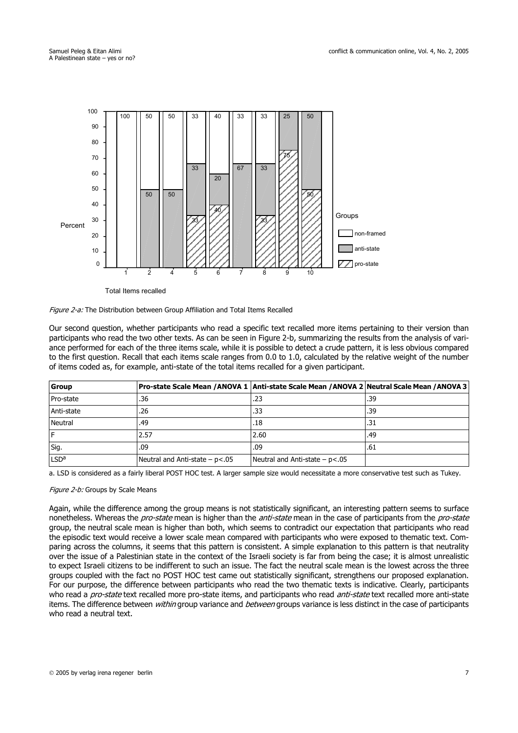Figure 2-a: The Distribution between Group Affiliation and Total Items Recalled

Our second question, whether participants who read a specific text recalled more items pertaining to their version than participants who read the two other texts. As can be seen in Figure 2-b, summarizing the results from the analysis of variance performed for each of the three items scale, while it is possible to detect a crude pattern, it is less obvious compared to the first question. Recall that each items scale ranges from 0.0 to 1.0, calculated by the relative weight of the number of items coded as, for example, anti-state of the total items recalled for a given participant.

| Group | Pro-state Scale Mean / ANOVA 1 | Anti-state Scale Mean / ANOVA 2 | Neutral Scale Mean / ANOVA 3 |
|---|---|---|---|
| Pro-state | .36 | .23 | .39 |
| Anti-state | .26 | .33 | .39 |
| Neutral | .49 | .18 | .31 |
| F | 2.57 | 2.60 | .49 |
| Sig. | .09 | .09 | .61 |
| LSD[a] | Neutral and Anti-state – $p<.05$ | Neutral and Anti-state – $p<.05$ | |

a. LSD is considered as a fairly liberal POST HOC test. A larger sample size would necessitate a more conservative test such as Tukey.

*Figure 2-b:* Groups by Scale Means

Again, while the difference among the group means is not statistically significant, an interesting pattern seems to surface nonetheless. Whereas the *pro-state* mean is higher than the *anti-state* mean in the case of participants from the *pro-state* group, the neutral scale mean is higher than both, which seems to contradict our expectation that participants who read the episodic text would receive a lower scale mean compared with participants who were exposed to thematic text. Comparing across the columns, it seems that this pattern is consistent. A simple explanation to this pattern is that neutrality over the issue of a Palestinian state in the context of the Israeli society is far from being the case; it is almost unrealistic to expect Israeli citizens to be indifferent to such an issue. The fact the neutral scale mean is the lowest across the three groups coupled with the fact no POST HOC test came out statistically significant, strengthens our proposed explanation. For our purpose, the difference between participants who read the two thematic texts is indicative. Clearly, participants who read a *pro-state* text recalled more pro-state items, and participants who read *anti-state* text recalled more anti-state items. The difference between *within* group variance and *between* groups variance is less distinct in the case of participants who read a neutral text.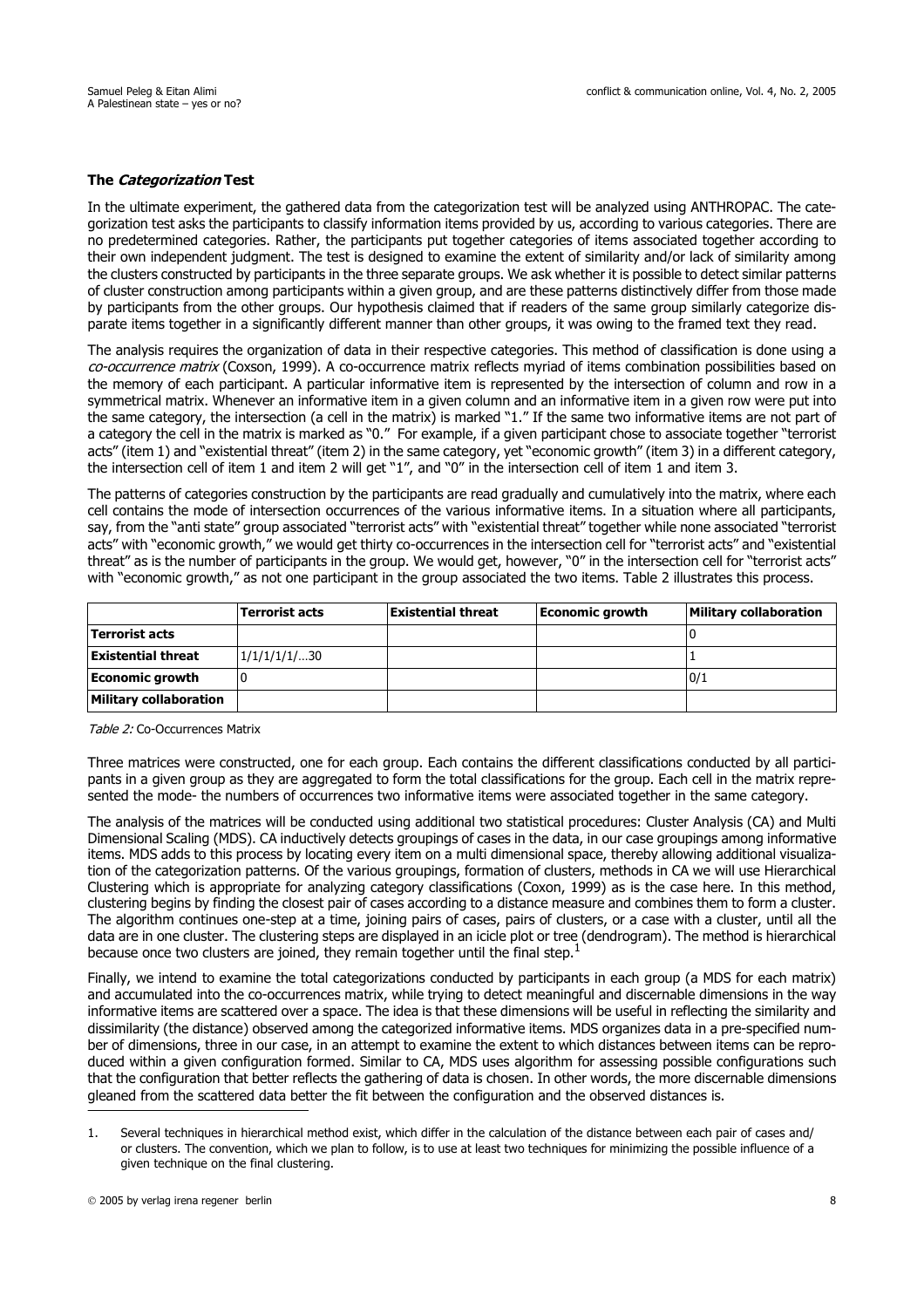### The *Categorization* Test

In the ultimate experiment, the gathered data from the categorization test will be analyzed using ANTHROPAC. The categorization test asks the participants to classify information items provided by us, according to various categories. There are no predetermined categories. Rather, the participants put together categories of items associated together according to their own independent judgment. The test is designed to examine the extent of similarity and/or lack of similarity among the clusters constructed by participants in the three separate groups. We ask whether it is possible to detect similar patterns of cluster construction among participants within a given group, and are these patterns distinctively differ from those made by participants from the other groups. Our hypothesis claimed that if readers of the same group similarly categorize disparate items together in a significantly different manner than other groups, it was owing to the framed text they read.

The analysis requires the organization of data in their respective categories. This method of classification is done using a *co-occurrence matrix* (Coxson, 1999). A co-occurrence matrix reflects myriad of items combination possibilities based on the memory of each participant. A particular informative item is represented by the intersection of column and row in a symmetrical matrix. Whenever an informative item in a given column and an informative item in a given row were put into the same category, the intersection (a cell in the matrix) is marked "1." If the same two informative items are not part of a category the cell in the matrix is marked as "0." For example, if a given participant chose to associate together "terrorist acts" (item 1) and "existential threat" (item 2) in the same category, yet "economic growth" (item 3) in a different category, the intersection cell of item 1 and item 2 will get "1", and "0" in the intersection cell of item 1 and item 3.

The patterns of categories construction by the participants are read gradually and cumulatively into the matrix, where each cell contains the mode of intersection occurrences of the various informative items. In a situation where all participants, say, from the "anti state" group associated "terrorist acts" with "existential threat" together while none associated "terrorist acts" with "economic growth," we would get thirty co-occurrences in the intersection cell for "terrorist acts" and "existential threat" as is the number of participants in the group. We would get, however, "0" in the intersection cell for "terrorist acts" with "economic growth," as not one participant in the group associated the two items. Table 2 illustrates this process.

| | Terrorist acts | Existential threat | Economic growth | Military collaboration |
|---|---|---|---|---|
| **Terrorist acts** | | | | 0 |
| **Existential threat** | 1/1/1/1/1/…30 | | | 1 |
| **Economic growth** | 0 | | | 0/1 |
| **Military collaboration** | | | | |

*Table 2:* Co-Occurrences Matrix

Three matrices were constructed, one for each group. Each contains the different classifications conducted by all participants in a given group as they are aggregated to form the total classifications for the group. Each cell in the matrix represented the mode- the numbers of occurrences two informative items were associated together in the same category.

The analysis of the matrices will be conducted using additional two statistical procedures: Cluster Analysis (CA) and Multi Dimensional Scaling (MDS). CA inductively detects groupings of cases in the data, in our case groupings among informative items. MDS adds to this process by locating every item on a multi dimensional space, thereby allowing additional visualization of the categorization patterns. Of the various groupings, formation of clusters, methods in CA we will use Hierarchical Clustering which is appropriate for analyzing category classifications (Coxon, 1999) as is the case here. In this method, clustering begins by finding the closest pair of cases according to a distance measure and combines them to form a cluster. The algorithm continues one-step at a time, joining pairs of cases, pairs of clusters, or a case with a cluster, until all the data are in one cluster. The clustering steps are displayed in an icicle plot or tree (dendrogram). The method is hierarchical because once two clusters are joined, they remain together until the final step.[1]

Finally, we intend to examine the total categorizations conducted by participants in each group (a MDS for each matrix) and accumulated into the co-occurrences matrix, while trying to detect meaningful and discernable dimensions in the way informative items are scattered over a space. The idea is that these dimensions will be useful in reflecting the similarity and dissimilarity (the distance) observed among the categorized informative items. MDS organizes data in a pre-specified number of dimensions, three in our case, in an attempt to examine the extent to which distances between items can be reproduced within a given configuration formed. Similar to CA, MDS uses algorithm for assessing possible configurations such that the configuration that better reflects the gathering of data is chosen. In other words, the more discernable dimensions gleaned from the scattered data better the fit between the configuration and the observed distances is.

---

1. Several techniques in hierarchical method exist, which differ in the calculation of the distance between each pair of cases and/or clusters. The convention, which we plan to follow, is to use at least two techniques for minimizing the possible influence of a given technique on the final clustering.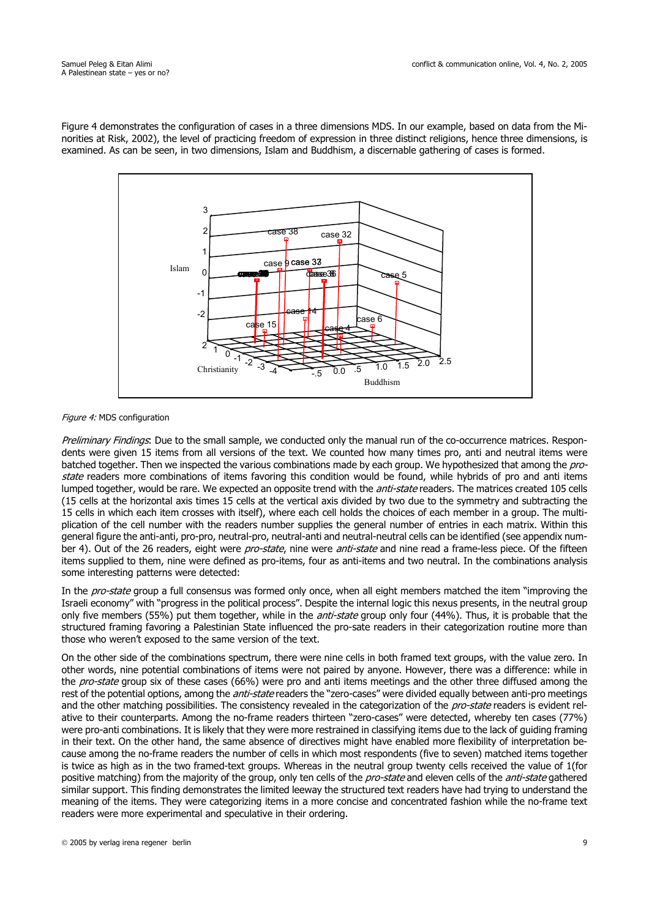Figure 4 demonstrates the configuration of cases in a three dimensions MDS. In our example, based on data from the Minorities at Risk, 2002), the level of practicing freedom of expression in three distinct religions, hence three dimensions, is examined. As can be seen, in two dimensions, Islam and Buddhism, a discernable gathering of cases is formed.

*Figure 4:* MDS configuration

*Preliminary Findings*: Due to the small sample, we conducted only the manual run of the co-occurrence matrices. Respondents were given 15 items from all versions of the text. We counted how many times pro, anti and neutral items were batched together. Then we inspected the various combinations made by each group. We hypothesized that among the *pro-state* readers more combinations of items favoring this condition would be found, while hybrids of pro and anti items lumped together, would be rare. We expected an opposite trend with the *anti-state* readers. The matrices created 105 cells (15 cells at the horizontal axis times 15 cells at the vertical axis divided by two due to the symmetry and subtracting the 15 cells in which each item crosses with itself), where each cell holds the choices of each member in a group. The multiplication of the cell number with the readers number supplies the general number of entries in each matrix. Within this general figure the anti-anti, pro-pro, neutral-pro, neutral-anti and neutral-neutral cells can be identified (see appendix number 4). Out of the 26 readers, eight were *pro-state*, nine were *anti-state* and nine read a frame-less piece. Of the fifteen items supplied to them, nine were defined as pro-items, four as anti-items and two neutral. In the combinations analysis some interesting patterns were detected:

In the *pro-state* group a full consensus was formed only once, when all eight members matched the item "improving the Israeli economy" with "progress in the political process". Despite the internal logic this nexus presents, in the neutral group only five members (55%) put them together, while in the *anti-state* group only four (44%). Thus, it is probable that the structured framing favoring a Palestinian State influenced the pro-sate readers in their categorization routine more than those who weren't exposed to the same version of the text.

On the other side of the combinations spectrum, there were nine cells in both framed text groups, with the value zero. In other words, nine potential combinations of items were not paired by anyone. However, there was a difference: while in the *pro-state* group six of these cases (66%) were pro and anti items meetings and the other three diffused among the rest of the potential options, among the *anti-state* readers the "zero-cases" were divided equally between anti-pro meetings and the other matching possibilities. The consistency revealed in the categorization of the *pro-state* readers is evident relative to their counterparts. Among the no-frame readers thirteen "zero-cases" were detected, whereby ten cases (77%) were pro-anti combinations. It is likely that they were more restrained in classifying items due to the lack of guiding framing in their text. On the other hand, the same absence of directives might have enabled more flexibility of interpretation because among the no-frame readers the number of cells in which most respondents (five to seven) matched items together is twice as high as in the two framed-text groups. Whereas in the neutral group twenty cells received the value of 1(for positive matching) from the majority of the group, only ten cells of the *pro-state* and eleven cells of the *anti-state* gathered similar support. This finding demonstrates the limited leeway the structured text readers have had trying to understand the meaning of the items. They were categorizing items in a more concise and concentrated fashion while the no-frame text readers were more experimental and speculative in their ordering.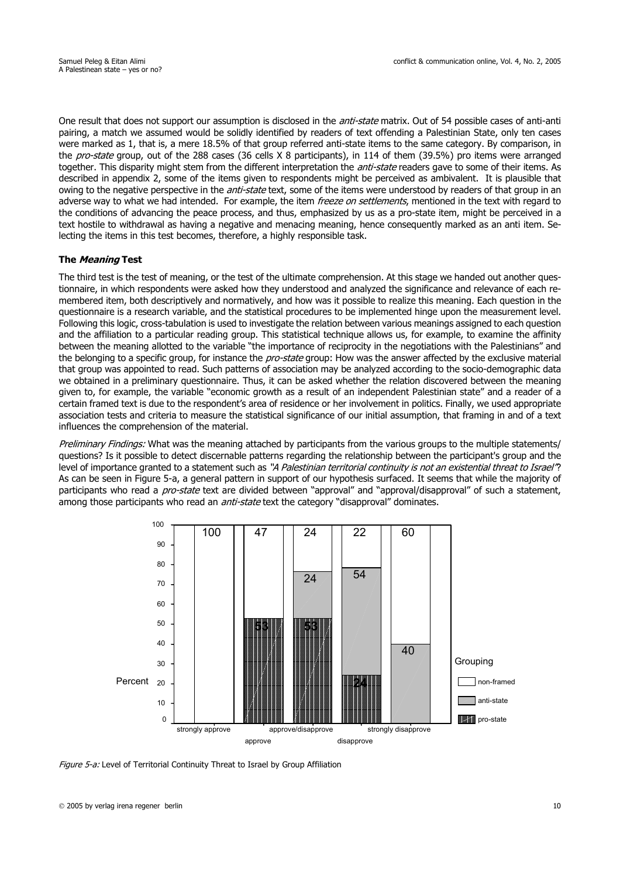One result that does not support our assumption is disclosed in the *anti-state* matrix. Out of 54 possible cases of anti-anti pairing, a match we assumed would be solidly identified by readers of text offending a Palestinian State, only ten cases were marked as 1, that is, a mere 18.5% of that group referred anti-state items to the same category. By comparison, in the *pro-state* group, out of the 288 cases (36 cells X 8 participants), in 114 of them (39.5%) pro items were arranged together. This disparity might stem from the different interpretation the *anti-state* readers gave to some of their items. As described in appendix 2, some of the items given to respondents might be perceived as ambivalent. It is plausible that owing to the negative perspective in the *anti-state* text, some of the items were understood by readers of that group in an adverse way to what we had intended. For example, the item *freeze on settlements*, mentioned in the text with regard to the conditions of advancing the peace process, and thus, emphasized by us as a pro-state item, might be perceived in a text hostile to withdrawal as having a negative and menacing meaning, hence consequently marked as an anti item. Selecting the items in this test becomes, therefore, a highly responsible task.

### The *Meaning* Test

The third test is the test of meaning, or the test of the ultimate comprehension. At this stage we handed out another questionnaire, in which respondents were asked how they understood and analyzed the significance and relevance of each remembered item, both descriptively and normatively, and how was it possible to realize this meaning. Each question in the questionnaire is a research variable, and the statistical procedures to be implemented hinge upon the measurement level. Following this logic, cross-tabulation is used to investigate the relation between various meanings assigned to each question and the affiliation to a particular reading group. This statistical technique allows us, for example, to examine the affinity between the meaning allotted to the variable "the importance of reciprocity in the negotiations with the Palestinians" and the belonging to a specific group, for instance the *pro-state* group: How was the answer affected by the exclusive material that group was appointed to read. Such patterns of association may be analyzed according to the socio-demographic data we obtained in a preliminary questionnaire. Thus, it can be asked whether the relation discovered between the meaning given to, for example, the variable "economic growth as a result of an independent Palestinian state" and a reader of a certain framed text is due to the respondent's area of residence or her involvement in politics. Finally, we used appropriate association tests and criteria to measure the statistical significance of our initial assumption, that framing in and of a text influences the comprehension of the material.

*Preliminary Findings:* What was the meaning attached by participants from the various groups to the multiple statements/ questions? Is it possible to detect discernable patterns regarding the relationship between the participant's group and the level of importance granted to a statement such as *"A Palestinian territorial continuity is not an existential threat to Israel"*? As can be seen in Figure 5-a, a general pattern in support of our hypothesis surfaced. It seems that while the majority of participants who read a *pro-state* text are divided between "approval" and "approval/disapproval" of such a statement, among those participants who read an *anti-state* text the category "disapproval" dominates.

| Percent | strongly approve | approve | approve/disapprove | disapprove | strongly disapprove |
|---|---|---|---|---|---|
| non-framed | 100 | 47 | 24 | 22 | 60 |
| anti-state | | | 24 | 54 | 40 |
| pro-state | | 53 | 53 | 24 | |

*Figure 5-a:* Level of Territorial Continuity Threat to Israel by Group Affiliation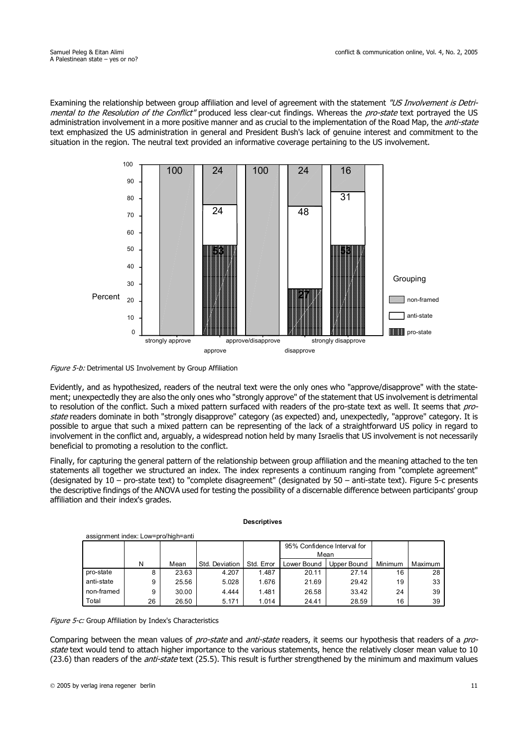Examining the relationship between group affiliation and level of agreement with the statement *"US Involvement is Detrimental to the Resolution of the Conflict"* produced less clear-cut findings. Whereas the *pro-state* text portrayed the US administration involvement in a more positive manner and as crucial to the implementation of the Road Map, the *anti-state* text emphasized the US administration in general and President Bush's lack of genuine interest and commitment to the situation in the region. The neutral text provided an informative coverage pertaining to the US involvement.

*Figure 5-b:* Detrimental US Involvement by Group Affiliation

Evidently, and as hypothesized, readers of the neutral text were the only ones who "approve/disapprove" with the statement; unexpectedly they are also the only ones who "strongly approve" of the statement that US involvement is detrimental to resolution of the conflict. Such a mixed pattern surfaced with readers of the pro-state text as well. It seems that *pro-state* readers dominate in both "strongly disapprove" category (as expected) and, unexpectedly, "approve" category. It is possible to argue that such a mixed pattern can be representing of the lack of a straightforward US policy in regard to involvement in the conflict and, arguably, a widespread notion held by many Israelis that US involvement is not necessarily beneficial to promoting a resolution to the conflict.

Finally, for capturing the general pattern of the relationship between group affiliation and the meaning attached to the ten statements all together we structured an index. The index represents a continuum ranging from "complete agreement" (designated by 10 – pro-state text) to "complete disagreement" (designated by 50 – anti-state text). Figure 5-c presents the descriptive findings of the ANOVA used for testing the possibility of a discernable difference between participants' group affiliation and their index's grades.

**Descriptives**

assignment index: Low=pro/high=anti

| | N | Mean | Std. Deviation | Std. Error | 95% Confidence Interval for Mean Lower Bound | 95% Confidence Interval for Mean Upper Bound | Minimum | Maximum |
|---|---|---|---|---|---|---|---|---|
| pro-state | 8 | 23.63 | 4.207 | 1.487 | 20.11 | 27.14 | 16 | 28 |
| anti-state | 9 | 25.56 | 5.028 | 1.676 | 21.69 | 29.42 | 19 | 33 |
| non-framed | 9 | 30.00 | 4.444 | 1.481 | 26.58 | 33.42 | 24 | 39 |
| Total | 26 | 26.50 | 5.171 | 1.014 | 24.41 | 28.59 | 16 | 39 |

*Figure 5-c:* Group Affiliation by Index's Characteristics

Comparing between the mean values of *pro-state* and *anti-state* readers, it seems our hypothesis that readers of a *pro-state* text would tend to attach higher importance to the various statements, hence the relatively closer mean value to 10 (23.6) than readers of the *anti-state* text (25.5). This result is further strengthened by the minimum and maximum values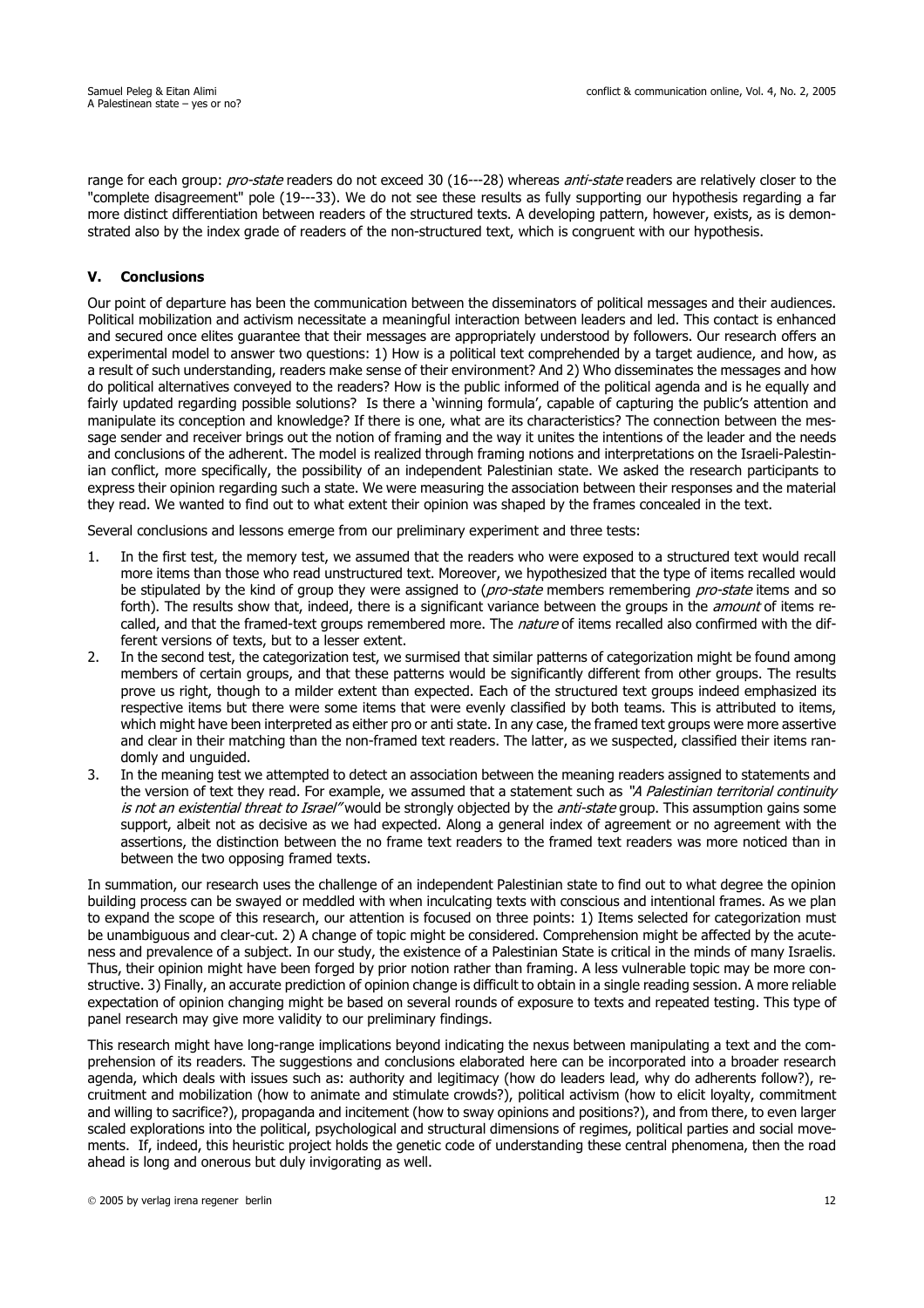range for each group: *pro-state* readers do not exceed 30 (16---28) whereas *anti-state* readers are relatively closer to the "complete disagreement" pole (19---33). We do not see these results as fully supporting our hypothesis regarding a far more distinct differentiation between readers of the structured texts. A developing pattern, however, exists, as is demonstrated also by the index grade of readers of the non-structured text, which is congruent with our hypothesis.

## V. Conclusions

Our point of departure has been the communication between the disseminators of political messages and their audiences. Political mobilization and activism necessitate a meaningful interaction between leaders and led. This contact is enhanced and secured once elites guarantee that their messages are appropriately understood by followers. Our research offers an experimental model to answer two questions: 1) How is a political text comprehended by a target audience, and how, as a result of such understanding, readers make sense of their environment? And 2) Who disseminates the messages and how do political alternatives conveyed to the readers? How is the public informed of the political agenda and is he equally and fairly updated regarding possible solutions? Is there a 'winning formula', capable of capturing the public's attention and manipulate its conception and knowledge? If there is one, what are its characteristics? The connection between the message sender and receiver brings out the notion of framing and the way it unites the intentions of the leader and the needs and conclusions of the adherent. The model is realized through framing notions and interpretations on the Israeli-Palestinian conflict, more specifically, the possibility of an independent Palestinian state. We asked the research participants to express their opinion regarding such a state. We were measuring the association between their responses and the material they read. We wanted to find out to what extent their opinion was shaped by the frames concealed in the text.

Several conclusions and lessons emerge from our preliminary experiment and three tests:

1. In the first test, the memory test, we assumed that the readers who were exposed to a structured text would recall more items than those who read unstructured text. Moreover, we hypothesized that the type of items recalled would be stipulated by the kind of group they were assigned to (*pro-state* members remembering *pro-state* items and so forth). The results show that, indeed, there is a significant variance between the groups in the *amount* of items recalled, and that the framed-text groups remembered more. The *nature* of items recalled also confirmed with the different versions of texts, but to a lesser extent.
2. In the second test, the categorization test, we surmised that similar patterns of categorization might be found among members of certain groups, and that these patterns would be significantly different from other groups. The results prove us right, though to a milder extent than expected. Each of the structured text groups indeed emphasized its respective items but there were some items that were evenly classified by both teams. This is attributed to items, which might have been interpreted as either pro or anti state. In any case, the framed text groups were more assertive and clear in their matching than the non-framed text readers. The latter, as we suspected, classified their items randomly and unguided.
3. In the meaning test we attempted to detect an association between the meaning readers assigned to statements and the version of text they read. For example, we assumed that a statement such as *"A Palestinian territorial continuity is not an existential threat to Israel"* would be strongly objected by the *anti-state* group. This assumption gains some support, albeit not as decisive as we had expected. Along a general index of agreement or no agreement with the assertions, the distinction between the no frame text readers to the framed text readers was more noticed than in between the two opposing framed texts.

In summation, our research uses the challenge of an independent Palestinian state to find out to what degree the opinion building process can be swayed or meddled with when inculcating texts with conscious and intentional frames. As we plan to expand the scope of this research, our attention is focused on three points: 1) Items selected for categorization must be unambiguous and clear-cut. 2) A change of topic might be considered. Comprehension might be affected by the acuteness and prevalence of a subject. In our study, the existence of a Palestinian State is critical in the minds of many Israelis. Thus, their opinion might have been forged by prior notion rather than framing. A less vulnerable topic may be more constructive. 3) Finally, an accurate prediction of opinion change is difficult to obtain in a single reading session. A more reliable expectation of opinion changing might be based on several rounds of exposure to texts and repeated testing. This type of panel research may give more validity to our preliminary findings.

This research might have long-range implications beyond indicating the nexus between manipulating a text and the comprehension of its readers. The suggestions and conclusions elaborated here can be incorporated into a broader research agenda, which deals with issues such as: authority and legitimacy (how do leaders lead, why do adherents follow?), recruitment and mobilization (how to animate and stimulate crowds?), political activism (how to elicit loyalty, commitment and willing to sacrifice?), propaganda and incitement (how to sway opinions and positions?), and from there, to even larger scaled explorations into the political, psychological and structural dimensions of regimes, political parties and social movements. If, indeed, this heuristic project holds the genetic code of understanding these central phenomena, then the road ahead is long and onerous but duly invigorating as well.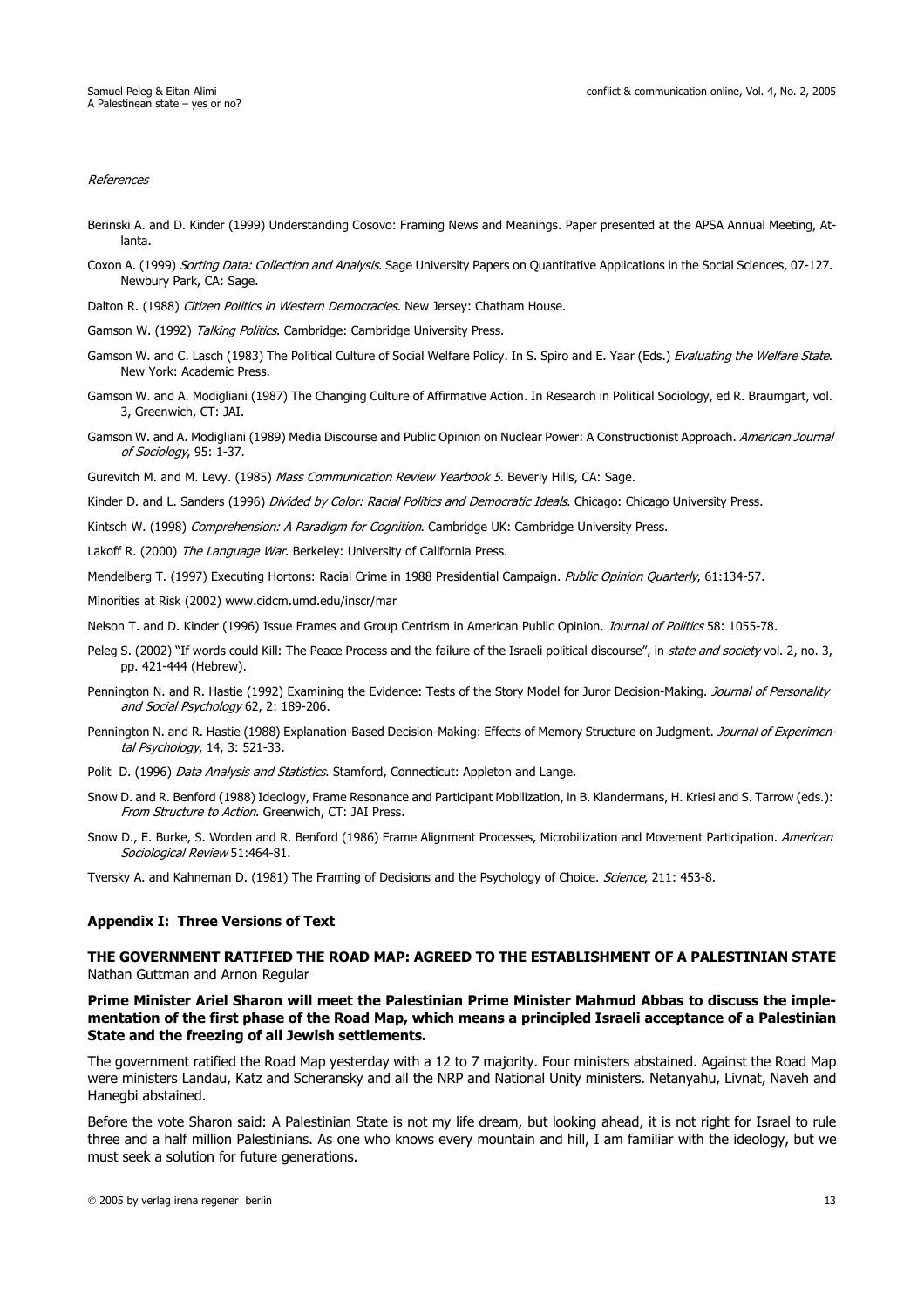*References*

Berinski A. and D. Kinder (1999) Understanding Cosovo: Framing News and Meanings. Paper presented at the APSA Annual Meeting, Atlanta.

Coxon A. (1999) *Sorting Data: Collection and Analysis*. Sage University Papers on Quantitative Applications in the Social Sciences, 07-127. Newbury Park, CA: Sage.

Dalton R. (1988) *Citizen Politics in Western Democracies*. New Jersey: Chatham House.

Gamson W. (1992) *Talking Politics*. Cambridge: Cambridge University Press.

Gamson W. and C. Lasch (1983) The Political Culture of Social Welfare Policy. In S. Spiro and E. Yaar (Eds.) *Evaluating the Welfare State*. New York: Academic Press.

Gamson W. and A. Modigliani (1987) The Changing Culture of Affirmative Action. In Research in Political Sociology, ed R. Braumgart, vol. 3, Greenwich, CT: JAI.

Gamson W. and A. Modigliani (1989) Media Discourse and Public Opinion on Nuclear Power: A Constructionist Approach. *American Journal of Sociology*, 95: 1-37.

Gurevitch M. and M. Levy. (1985) *Mass Communication Review Yearbook 5*. Beverly Hills, CA: Sage.

Kinder D. and L. Sanders (1996) *Divided by Color: Racial Politics and Democratic Ideals*. Chicago: Chicago University Press.

Kintsch W. (1998) *Comprehension: A Paradigm for Cognition*. Cambridge UK: Cambridge University Press.

Lakoff R. (2000) *The Language War*. Berkeley: University of California Press.

Mendelberg T. (1997) Executing Hortons: Racial Crime in 1988 Presidential Campaign. *Public Opinion Quarterly*, 61:134-57.

Minorities at Risk (2002) www.cidcm.umd.edu/inscr/mar

Nelson T. and D. Kinder (1996) Issue Frames and Group Centrism in American Public Opinion. *Journal of Politics* 58: 1055-78.

Peleg S. (2002) "If words could Kill: The Peace Process and the failure of the Israeli political discourse", in *state and society* vol. 2, no. 3, pp. 421-444 (Hebrew).

Pennington N. and R. Hastie (1992) Examining the Evidence: Tests of the Story Model for Juror Decision-Making. *Journal of Personality and Social Psychology* 62, 2: 189-206.

Pennington N. and R. Hastie (1988) Explanation-Based Decision-Making: Effects of Memory Structure on Judgment. *Journal of Experimental Psychology*, 14, 3: 521-33.

Polit D. (1996) *Data Analysis and Statistics*. Stamford, Connecticut: Appleton and Lange.

Snow D. and R. Benford (1988) Ideology, Frame Resonance and Participant Mobilization, in B. Klandermans, H. Kriesi and S. Tarrow (eds.): *From Structure to Action*. Greenwich, CT: JAI Press.

Snow D., E. Burke, S. Worden and R. Benford (1986) Frame Alignment Processes, Microbilization and Movement Participation. *American Sociological Review* 51:464-81.

Tversky A. and Kahneman D. (1981) The Framing of Decisions and the Psychology of Choice. *Science*, 211: 453-8.

## Appendix I: Three Versions of Text

**THE GOVERNMENT RATIFIED THE ROAD MAP: AGREED TO THE ESTABLISHMENT OF A PALESTINIAN STATE**
Nathan Guttman and Arnon Regular

**Prime Minister Ariel Sharon will meet the Palestinian Prime Minister Mahmud Abbas to discuss the implementation of the first phase of the Road Map, which means a principled Israeli acceptance of a Palestinian State and the freezing of all Jewish settlements.**

The government ratified the Road Map yesterday with a 12 to 7 majority. Four ministers abstained. Against the Road Map were ministers Landau, Katz and Scheransky and all the NRP and National Unity ministers. Netanyahu, Livnat, Naveh and Hanegbi abstained.

Before the vote Sharon said: A Palestinian State is not my life dream, but looking ahead, it is not right for Israel to rule three and a half million Palestinians. As one who knows every mountain and hill, I am familiar with the ideology, but we must seek a solution for future generations.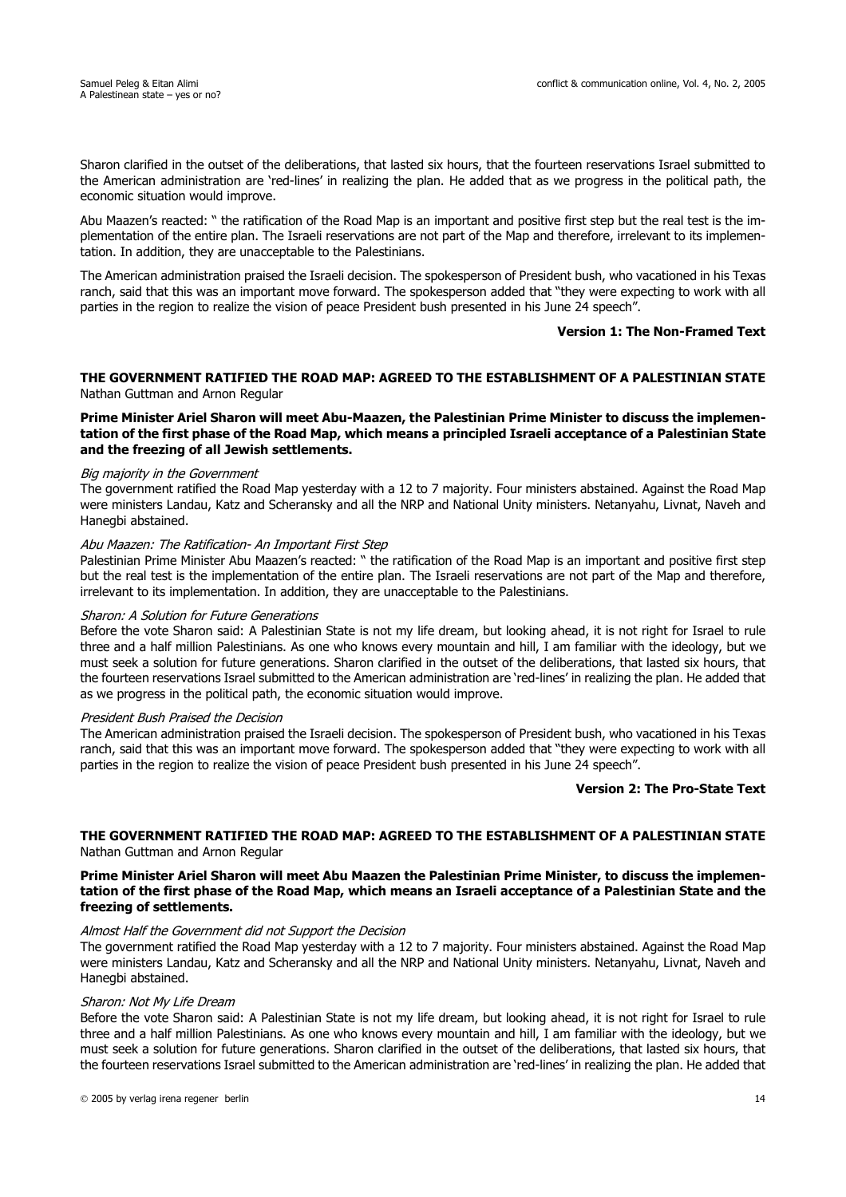Sharon clarified in the outset of the deliberations, that lasted six hours, that the fourteen reservations Israel submitted to the American administration are 'red-lines' in realizing the plan. He added that as we progress in the political path, the economic situation would improve.

Abu Maazen's reacted: " the ratification of the Road Map is an important and positive first step but the real test is the implementation of the entire plan. The Israeli reservations are not part of the Map and therefore, irrelevant to its implementation. In addition, they are unacceptable to the Palestinians.

The American administration praised the Israeli decision. The spokesperson of President bush, who vacationed in his Texas ranch, said that this was an important move forward. The spokesperson added that "they were expecting to work with all parties in the region to realize the vision of peace President bush presented in his June 24 speech".

**Version 1: The Non-Framed Text**

**THE GOVERNMENT RATIFIED THE ROAD MAP: AGREED TO THE ESTABLISHMENT OF A PALESTINIAN STATE**
Nathan Guttman and Arnon Regular

**Prime Minister Ariel Sharon will meet Abu-Maazen, the Palestinian Prime Minister to discuss the implementation of the first phase of the Road Map, which means a principled Israeli acceptance of a Palestinian State and the freezing of all Jewish settlements.**

*Big majority in the Government*
The government ratified the Road Map yesterday with a 12 to 7 majority. Four ministers abstained. Against the Road Map were ministers Landau, Katz and Scheransky and all the NRP and National Unity ministers. Netanyahu, Livnat, Naveh and Hanegbi abstained.

*Abu Maazen: The Ratification- An Important First Step*
Palestinian Prime Minister Abu Maazen's reacted: " the ratification of the Road Map is an important and positive first step but the real test is the implementation of the entire plan. The Israeli reservations are not part of the Map and therefore, irrelevant to its implementation. In addition, they are unacceptable to the Palestinians.

*Sharon: A Solution for Future Generations*
Before the vote Sharon said: A Palestinian State is not my life dream, but looking ahead, it is not right for Israel to rule three and a half million Palestinians. As one who knows every mountain and hill, I am familiar with the ideology, but we must seek a solution for future generations. Sharon clarified in the outset of the deliberations, that lasted six hours, that the fourteen reservations Israel submitted to the American administration are 'red-lines' in realizing the plan. He added that as we progress in the political path, the economic situation would improve.

*President Bush Praised the Decision*
The American administration praised the Israeli decision. The spokesperson of President bush, who vacationed in his Texas ranch, said that this was an important move forward. The spokesperson added that "they were expecting to work with all parties in the region to realize the vision of peace President bush presented in his June 24 speech".

**Version 2: The Pro-State Text**

**THE GOVERNMENT RATIFIED THE ROAD MAP: AGREED TO THE ESTABLISHMENT OF A PALESTINIAN STATE**
Nathan Guttman and Arnon Regular

**Prime Minister Ariel Sharon will meet Abu Maazen the Palestinian Prime Minister, to discuss the implementation of the first phase of the Road Map, which means an Israeli acceptance of a Palestinian State and the freezing of settlements.**

*Almost Half the Government did not Support the Decision*
The government ratified the Road Map yesterday with a 12 to 7 majority. Four ministers abstained. Against the Road Map were ministers Landau, Katz and Scheransky and all the NRP and National Unity ministers. Netanyahu, Livnat, Naveh and Hanegbi abstained.

*Sharon: Not My Life Dream*
Before the vote Sharon said: A Palestinian State is not my life dream, but looking ahead, it is not right for Israel to rule three and a half million Palestinians. As one who knows every mountain and hill, I am familiar with the ideology, but we must seek a solution for future generations. Sharon clarified in the outset of the deliberations, that lasted six hours, that the fourteen reservations Israel submitted to the American administration are 'red-lines' in realizing the plan. He added that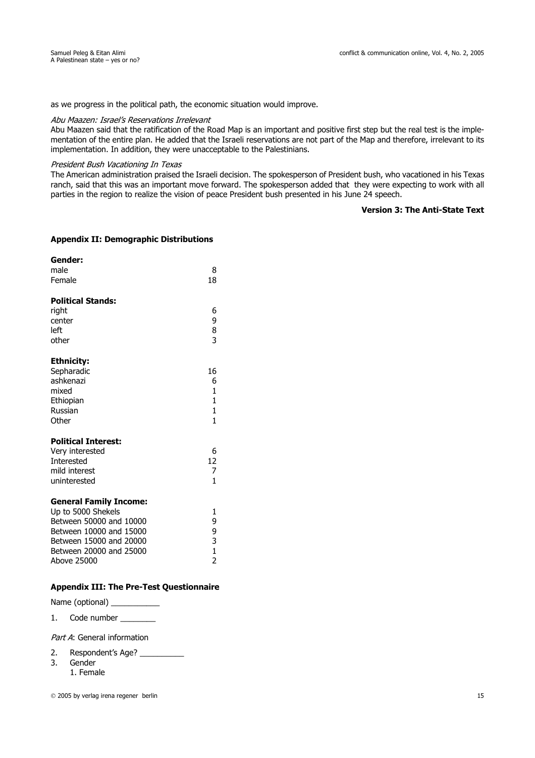as we progress in the political path, the economic situation would improve.

*Abu Maazen: Israel's Reservations Irrelevant*

Abu Maazen said that the ratification of the Road Map is an important and positive first step but the real test is the implementation of the entire plan. He added that the Israeli reservations are not part of the Map and therefore, irrelevant to its implementation. In addition, they were unacceptable to the Palestinians.

*President Bush Vacationing In Texas*

The American administration praised the Israeli decision. The spokesperson of President bush, who vacationed in his Texas ranch, said that this was an important move forward. The spokesperson added that they were expecting to work with all parties in the region to realize the vision of peace President bush presented in his June 24 speech.

**Version 3: The Anti-State Text**

### Appendix II: Demographic Distributions

**Gender:**

| | |
|---|---|
| male | 8 |
| Female | 18 |

**Political Stands:**

| | |
|---|---|
| right | 6 |
| center | 9 |
| left | 8 |
| other | 3 |

**Ethnicity:**

| | |
|---|---|
| Sepharadic | 16 |
| ashkenazi | 6 |
| mixed | 1 |
| Ethiopian | 1 |
| Russian | 1 |
| Other | 1 |

**Political Interest:**

| | |
|---|---|
| Very interested | 6 |
| Interested | 12 |
| mild interest | 7 |
| uninterested | 1 |

**General Family Income:**

| | |
|---|---|
| Up to 5000 Shekels | 1 |
| Between 50000 and 10000 | 9 |
| Between 10000 and 15000 | 9 |
| Between 15000 and 20000 | 3 |
| Between 20000 and 25000 | 1 |
| Above 25000 | 2 |

### Appendix III: The Pre-Test Questionnaire

Name (optional) ___________

1. Code number ________

*Part A*: General information

2. Respondent's Age? __________
3. Gender
   1. Female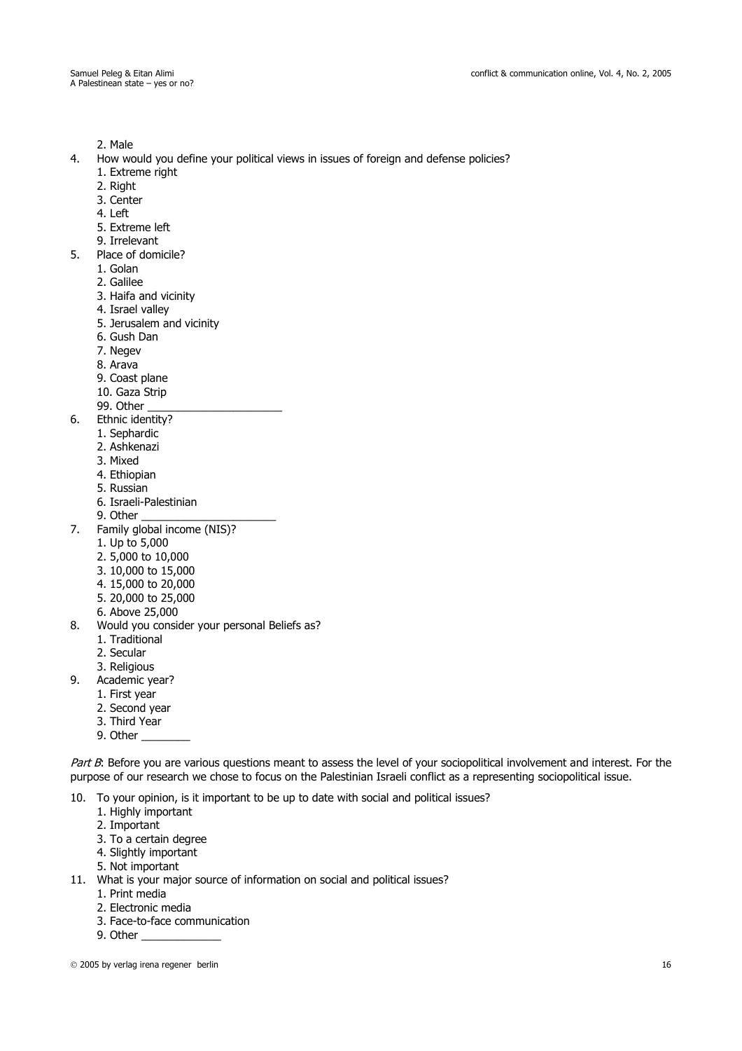2. Male

4. How would you define your political views in issues of foreign and defense policies?
   1. Extreme right
   2. Right
   3. Center
   4. Left
   5. Extreme left
   9. Irrelevant
5. Place of domicile?
   1. Golan
   2. Galilee
   3. Haifa and vicinity
   4. Israel valley
   5. Jerusalem and vicinity
   6. Gush Dan
   7. Negev
   8. Arava
   9. Coast plane
   10. Gaza Strip
   99. Other ______________________
6. Ethnic identity?
   1. Sephardic
   2. Ashkenazi
   3. Mixed
   4. Ethiopian
   5. Russian
   6. Israeli-Palestinian
   9. Other ______________________
7. Family global income (NIS)?
   1. Up to 5,000
   2. 5,000 to 10,000
   3. 10,000 to 15,000
   4. 15,000 to 20,000
   5. 20,000 to 25,000
   6. Above 25,000
8. Would you consider your personal Beliefs as?
   1. Traditional
   2. Secular
   3. Religious
9. Academic year?
   1. First year
   2. Second year
   3. Third Year
   9. Other ________

*Part B*: Before you are various questions meant to assess the level of your sociopolitical involvement and interest. For the purpose of our research we chose to focus on the Palestinian Israeli conflict as a representing sociopolitical issue.

10. To your opinion, is it important to be up to date with social and political issues?
    1. Highly important
    2. Important
    3. To a certain degree
    4. Slightly important
    5. Not important
11. What is your major source of information on social and political issues?
    1. Print media
    2. Electronic media
    3. Face-to-face communication
    9. Other _____________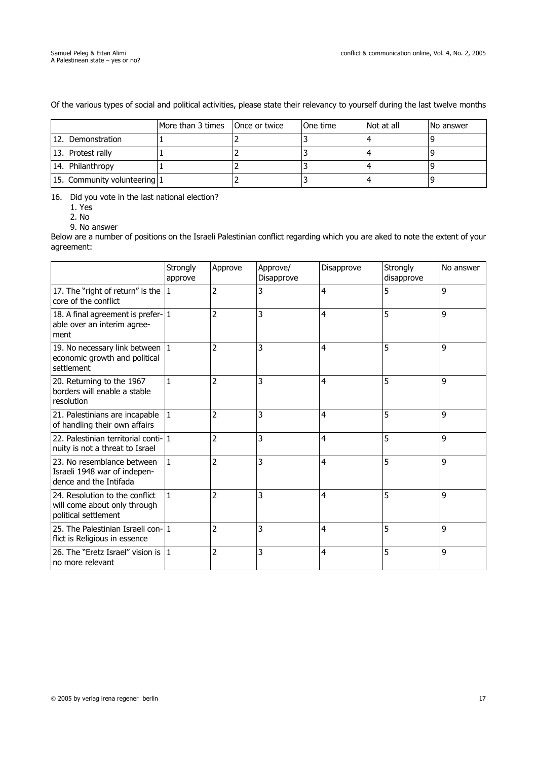Of the various types of social and political activities, please state their relevancy to yourself during the last twelve months

| | More than 3 times | Once or twice | One time | Not at all | No answer |
|---|---|---|---|---|---|
| 12. Demonstration | 1 | 2 | 3 | 4 | 9 |
| 13. Protest rally | 1 | 2 | 3 | 4 | 9 |
| 14. Philanthropy | 1 | 2 | 3 | 4 | 9 |
| 15. Community volunteering | 1 | 2 | 3 | 4 | 9 |

16. Did you vote in the last national election?
    1. Yes
    2. No
    9. No answer

Below are a number of positions on the Israeli Palestinian conflict regarding which you are aked to note the extent of your agreement:

| | Strongly approve | Approve | Approve/ Disapprove | Disapprove | Strongly disapprove | No answer |
|---|---|---|---|---|---|---|
| 17. The "right of return" is the core of the conflict | 1 | 2 | 3 | 4 | 5 | 9 |
| 18. A final agreement is preferable over an interim agreement | 1 | 2 | 3 | 4 | 5 | 9 |
| 19. No necessary link between economic growth and political settlement | 1 | 2 | 3 | 4 | 5 | 9 |
| 20. Returning to the 1967 borders will enable a stable resolution | 1 | 2 | 3 | 4 | 5 | 9 |
| 21. Palestinians are incapable of handling their own affairs | 1 | 2 | 3 | 4 | 5 | 9 |
| 22. Palestinian territorial continuity is not a threat to Israel | 1 | 2 | 3 | 4 | 5 | 9 |
| 23. No resemblance between Israeli 1948 war of independence and the Intifada | 1 | 2 | 3 | 4 | 5 | 9 |
| 24. Resolution to the conflict will come about only through political settlement | 1 | 2 | 3 | 4 | 5 | 9 |
| 25. The Palestinian Israeli conflict is Religious in essence | 1 | 2 | 3 | 4 | 5 | 9 |
| 26. The "Eretz Israel" vision is no more relevant | 1 | 2 | 3 | 4 | 5 | 9 |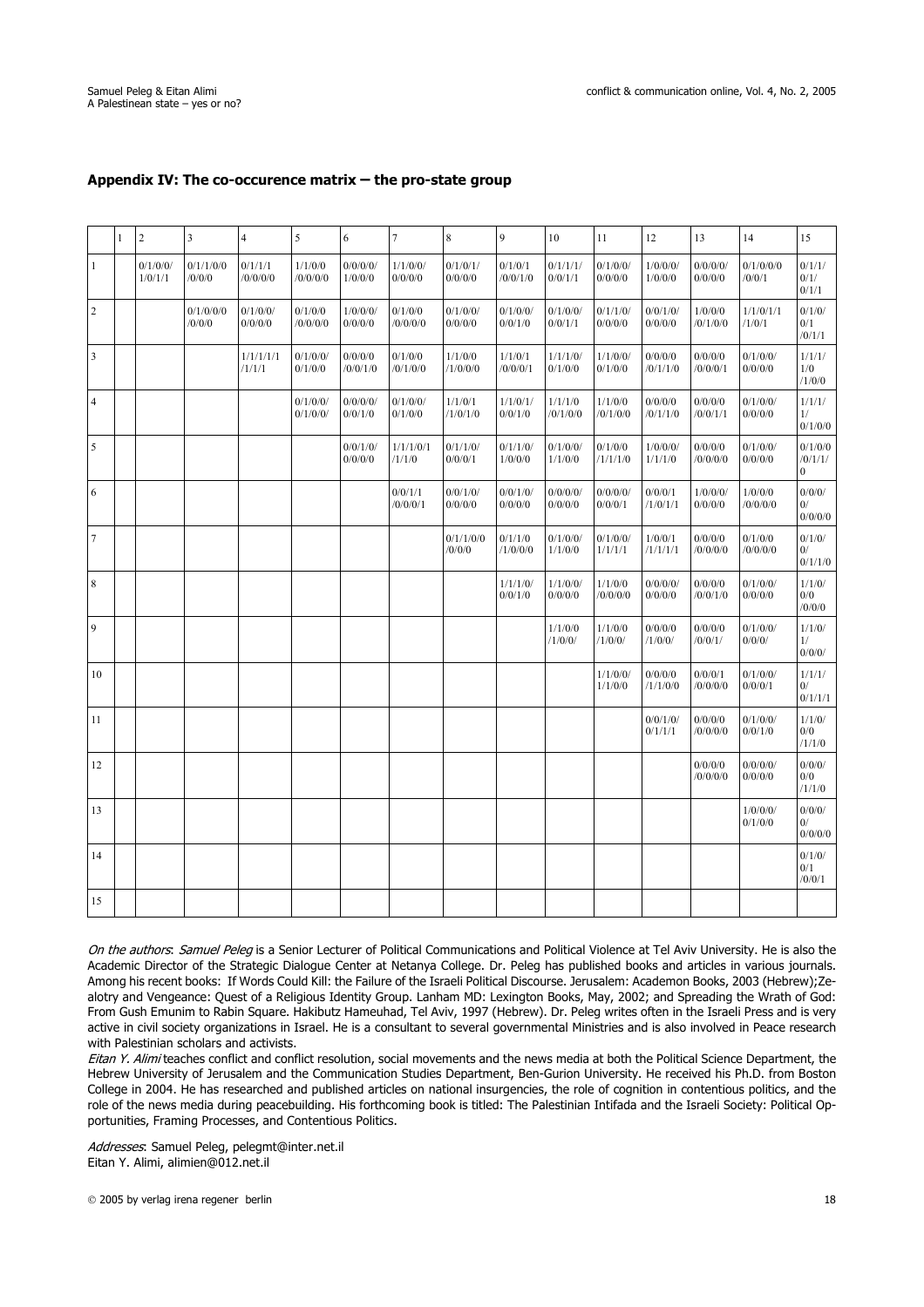## Appendix IV: The co-occurence matrix – the pro-state group

| | 1 | 2 | 3 | 4 | 5 | 6 | 7 | 8 | 9 | 10 | 11 | 12 | 13 | 14 | 15 |
|---|---|---|---|---|---|---|---|---|---|---|---|---|---|---|---|
| 1 | | 0/1/0/0/ 1/0/1/1 | 0/1/1/0/0 /0/0/0 | 0/1/1/1 /0/0/0/0 | 1/1/0/0 /0/0/0/0 | 0/0/0/0/ 1/0/0/0 | 1/1/0/0/ 0/0/0/0 | 0/1/0/1/ 0/0/0/0 | 0/1/0/1 /0/0/1/0 | 0/1/1/1/ 0/0/1/1 | 0/1/0/0/ 0/0/0/0 | 1/0/0/0/ 1/0/0/0 | 0/0/0/0/ 0/0/0/0 | 0/1/0/0/0 /0/0/1 | 0/1/1/ 0/1/ 0/1/1 |
| 2 | | | 0/1/0/0/0 /0/0/0 | 0/1/0/0/ 0/0/0/0 | 0/1/0/0 /0/0/0/0 | 1/0/0/0/ 0/0/0/0 | 0/1/0/0 /0/0/0/0 | 0/1/0/0/ 0/0/0/0 | 0/1/0/0/ 0/0/1/0 | 0/1/0/0/ 0/0/1/1 | 0/1/1/0/ 0/0/0/0 | 0/0/1/0/ 0/0/0/0 | 1/0/0/0 /0/1/0/0 | 1/1/0/1/1 /1/0/1 | 0/1/0/ 0/1 /0/1/1 |
| 3 | | | | 1/1/1/1/1 /1/1/1 | 0/1/0/0/ 0/1/0/0 | 0/0/0/0 /0/0/1/0 | 0/1/0/0 /0/1/0/0 | 1/1/0/0 /1/0/0/0 | 1/1/0/1 /0/0/0/1 | 1/1/1/0/ 0/1/0/0 | 1/1/0/0/ 0/1/0/0 | 0/0/0/0 /0/1/1/0 | 0/0/0/0 /0/0/0/1 | 0/1/0/0/ 0/0/0/0 | 1/1/1/ 1/0 /1/0/0 |
| 4 | | | | | 0/1/0/0/ 0/1/0/0/ | 0/0/0/0/ 0/0/1/0 | 0/1/0/0/ 0/1/0/0 | 1/1/0/1 /1/0/1/0 | 1/1/0/1/ 0/0/1/0 | 1/1/1/0 /0/1/0/0 | 1/1/0/0 /0/1/0/0 | 0/0/0/0 /0/1/1/0 | 0/0/0/0 /0/0/1/1 | 0/1/0/0/ 0/0/0/0 | 1/1/1/ 1/ 0/1/0/0 |
| 5 | | | | | | 0/0/1/0/ 0/0/0/0 | 1/1/1/0/1 /1/1/0 | 0/1/1/0/ 0/0/0/1 | 0/1/1/0/ 1/0/0/0 | 0/1/0/0/ 1/1/0/0 | 0/1/0/0 /1/1/1/0 | 1/0/0/0/ 1/1/1/0 | 0/0/0/0 /0/0/0/0 | 0/1/0/0/ 0/0/0/0 | 0/1/0/0 /0/1/1/ 0 |
| 6 | | | | | | | 0/0/1/1 /0/0/0/1 | 0/0/1/0/ 0/0/0/0 | 0/0/1/0/ 0/0/0/0 | 0/0/0/0/ 0/0/0/0 | 0/0/0/0/ 0/0/0/1 | 0/0/0/1 /1/0/1/1 | 1/0/0/0/ 0/0/0/0 | 1/0/0/0 /0/0/0/0 | 0/0/0/ 0/ 0/0/0/0 |
| 7 | | | | | | | | 0/1/1/0/0 /0/0/0 | 0/1/1/0 /1/0/0/0 | 0/1/0/0/ 1/1/0/0 | 0/1/0/0/ 1/1/1/1 | 1/0/0/1 /1/1/1/1 | 0/0/0/0 /0/0/0/0 | 0/1/0/0 /0/0/0/0 | 0/1/0/ 0/ 0/1/1/0 |
| 8 | | | | | | | | | 1/1/1/0/ 0/0/1/0 | 1/1/0/0/ 0/0/0/0 | 1/1/0/0 /0/0/0/0 | 0/0/0/0/ 0/0/0/0 | 0/0/0/0 /0/0/1/0 | 0/1/0/0/ 0/0/0/0 | 1/1/0/ 0/0 /0/0/0 |
| 9 | | | | | | | | | | 1/1/0/0 /1/0/0/ | 1/1/0/0 /1/0/0/ | 0/0/0/0 /1/0/0/ | 0/0/0/0 /0/0/1/ | 0/1/0/0/ 0/0/0/ | 1/1/0/ 1/ 0/0/0/ |
| 10 | | | | | | | | | | | 1/1/0/0/ 1/1/0/0 | 0/0/0/0 /1/1/0/0 | 0/0/0/1 /0/0/0/0 | 0/1/0/0/ 0/0/0/1 | 1/1/1/ 0/ 0/1/1/1 |
| 11 | | | | | | | | | | | | 0/0/1/0/ 0/1/1/1 | 0/0/0/0 /0/0/0/0 | 0/1/0/0/ 0/0/1/0 | 1/1/0/ 0/0 /1/1/0 |
| 12 | | | | | | | | | | | | | 0/0/0/0 /0/0/0/0 | 0/0/0/0/ 0/0/0/0 | 0/0/0/ 0/0 /1/1/0 |
| 13 | | | | | | | | | | | | | | 1/0/0/0/ 0/1/0/0 | 0/0/0/ 0/ 0/0/0/0 |
| 14 | | | | | | | | | | | | | | | 0/1/0/ 0/1 /0/0/1 |
| 15 | | | | | | | | | | | | | | | |

*On the authors*: *Samuel Peleg* is a Senior Lecturer of Political Communications and Political Violence at Tel Aviv University. He is also the Academic Director of the Strategic Dialogue Center at Netanya College. Dr. Peleg has published books and articles in various journals. Among his recent books: If Words Could Kill: the Failure of the Israeli Political Discourse. Jerusalem: Academon Books, 2003 (Hebrew);Zealotry and Vengeance: Quest of a Religious Identity Group. Lanham MD: Lexington Books, May, 2002; and Spreading the Wrath of God: From Gush Emunim to Rabin Square. Hakibutz Hameuhad, Tel Aviv, 1997 (Hebrew). Dr. Peleg writes often in the Israeli Press and is very active in civil society organizations in Israel. He is a consultant to several governmental Ministries and is also involved in Peace research with Palestinian scholars and activists.

*Eitan Y. Alimi* teaches conflict and conflict resolution, social movements and the news media at both the Political Science Department, the Hebrew University of Jerusalem and the Communication Studies Department, Ben-Gurion University. He received his Ph.D. from Boston College in 2004. He has researched and published articles on national insurgencies, the role of cognition in contentious politics, and the role of the news media during peacebuilding. His forthcoming book is titled: The Palestinian Intifada and the Israeli Society: Political Opportunities, Framing Processes, and Contentious Politics.

*Addresses*: Samuel Peleg, pelegmt@inter.net.il
Eitan Y. Alimi, alimien@012.net.il

© 2005 by verlag irena regener berlin